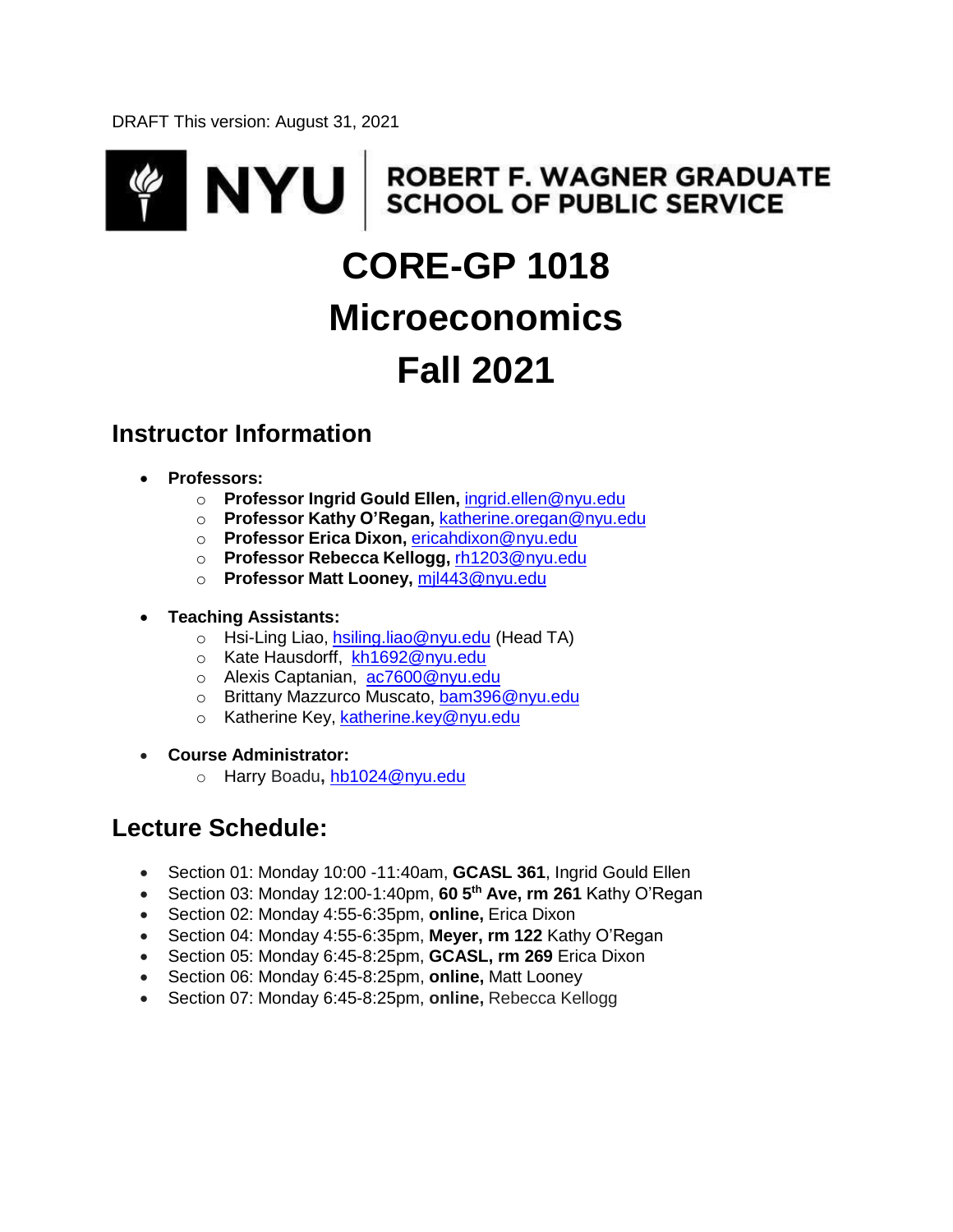DRAFT This version: August 31, 2021

NYU | ROBERT F. WAGNER GRADUATE SCHOOL OF PUBLIC SERVICE

# CORE-GP 1018
# Microeconomics
# Fall 2021

## Instructor Information

- **Professors:**
  - **Professor Ingrid Gould Ellen,** ingrid.ellen@nyu.edu
  - **Professor Kathy O'Regan,** katherine.oregan@nyu.edu
  - **Professor Erica Dixon,** ericahdixon@nyu.edu
  - **Professor Rebecca Kellogg,** rh1203@nyu.edu
  - **Professor Matt Looney,** mjl443@nyu.edu
- **Teaching Assistants:**
  - Hsi-Ling Liao, hsiling.liao@nyu.edu (Head TA)
  - Kate Hausdorff, kh1692@nyu.edu
  - Alexis Captanian, ac7600@nyu.edu
  - Brittany Mazzurco Muscato, bam396@nyu.edu
  - Katherine Key, katherine.key@nyu.edu
- **Course Administrator:**
  - Harry Boadu**,** hb1024@nyu.edu

## Lecture Schedule:

- Section 01: Monday 10:00 -11:40am, **GCASL 361**, Ingrid Gould Ellen
- Section 03: Monday 12:00-1:40pm, **60 5th Ave, rm 261** Kathy O'Regan
- Section 02: Monday 4:55-6:35pm, **online,** Erica Dixon
- Section 04: Monday 4:55-6:35pm, **Meyer, rm 122** Kathy O'Regan
- Section 05: Monday 6:45-8:25pm, **GCASL, rm 269** Erica Dixon
- Section 06: Monday 6:45-8:25pm, **online,** Matt Looney
- Section 07: Monday 6:45-8:25pm, **online,** Rebecca Kellogg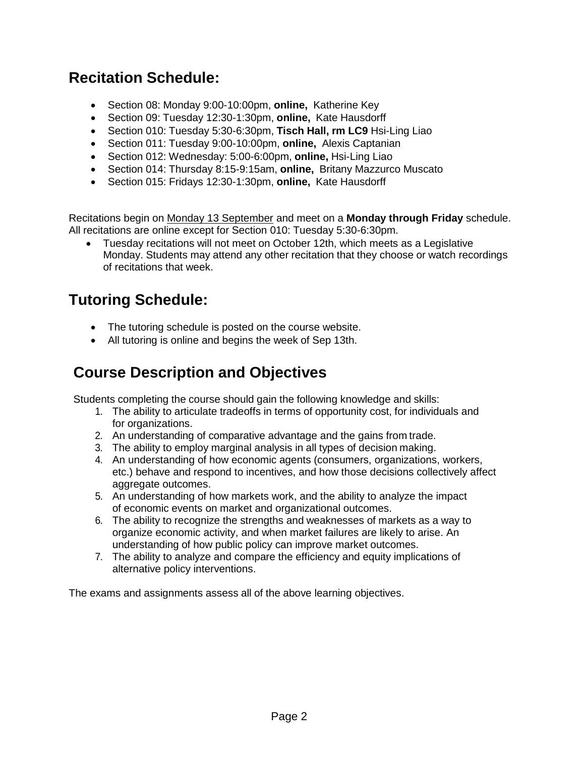## Recitation Schedule:

- Section 08: Monday 9:00-10:00pm, **online,** Katherine Key
- Section 09: Tuesday 12:30-1:30pm, **online,** Kate Hausdorff
- Section 010: Tuesday 5:30-6:30pm, **Tisch Hall, rm LC9** Hsi-Ling Liao
- Section 011: Tuesday 9:00-10:00pm, **online,** Alexis Captanian
- Section 012: Wednesday: 5:00-6:00pm, **online,** Hsi-Ling Liao
- Section 014: Thursday 8:15-9:15am, **online,** Britany Mazzurco Muscato
- Section 015: Fridays 12:30-1:30pm, **online,** Kate Hausdorff

Recitations begin on Monday 13 September and meet on a **Monday through Friday** schedule. All recitations are online except for Section 010: Tuesday 5:30-6:30pm.

- Tuesday recitations will not meet on October 12th, which meets as a Legislative Monday. Students may attend any other recitation that they choose or watch recordings of recitations that week.

## Tutoring Schedule:

- The tutoring schedule is posted on the course website.
- All tutoring is online and begins the week of Sep 13th.

## Course Description and Objectives

Students completing the course should gain the following knowledge and skills:

1. The ability to articulate tradeoffs in terms of opportunity cost, for individuals and for organizations.
2. An understanding of comparative advantage and the gains from trade.
3. The ability to employ marginal analysis in all types of decision making.
4. An understanding of how economic agents (consumers, organizations, workers, etc.) behave and respond to incentives, and how those decisions collectively affect aggregate outcomes.
5. An understanding of how markets work, and the ability to analyze the impact of economic events on market and organizational outcomes.
6. The ability to recognize the strengths and weaknesses of markets as a way to organize economic activity, and when market failures are likely to arise. An understanding of how public policy can improve market outcomes.
7. The ability to analyze and compare the efficiency and equity implications of alternative policy interventions.

The exams and assignments assess all of the above learning objectives.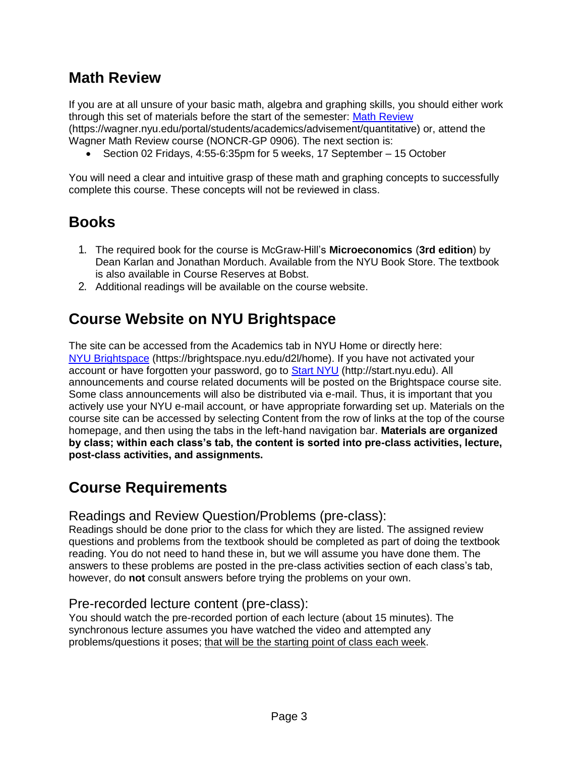## Math Review

If you are at all unsure of your basic math, algebra and graphing skills, you should either work through this set of materials before the start of the semester: [Math Review](https://wagner.nyu.edu/portal/students/academics/advisement/quantitative) (https://wagner.nyu.edu/portal/students/academics/advisement/quantitative) or, attend the Wagner Math Review course (NONCR-GP 0906). The next section is:

- Section 02 Fridays, 4:55-6:35pm for 5 weeks, 17 September – 15 October

You will need a clear and intuitive grasp of these math and graphing concepts to successfully complete this course. These concepts will not be reviewed in class.

## Books

1. The required book for the course is McGraw-Hill's **Microeconomics** (**3rd edition**) by Dean Karlan and Jonathan Morduch. Available from the NYU Book Store. The textbook is also available in Course Reserves at Bobst.
2. Additional readings will be available on the course website.

## Course Website on NYU Brightspace

The site can be accessed from the Academics tab in NYU Home or directly here: [NYU Brightspace](https://brightspace.nyu.edu/d2l/home) (https://brightspace.nyu.edu/d2l/home). If you have not activated your account or have forgotten your password, go to [Start NYU](http://start.nyu.edu) (http://start.nyu.edu). All announcements and course related documents will be posted on the Brightspace course site. Some class announcements will also be distributed via e-mail. Thus, it is important that you actively use your NYU e-mail account, or have appropriate forwarding set up. Materials on the course site can be accessed by selecting Content from the row of links at the top of the course homepage, and then using the tabs in the left-hand navigation bar. **Materials are organized by class; within each class's tab, the content is sorted into pre-class activities, lecture, post-class activities, and assignments.**

## Course Requirements

### Readings and Review Question/Problems (pre-class):

Readings should be done prior to the class for which they are listed. The assigned review questions and problems from the textbook should be completed as part of doing the textbook reading. You do not need to hand these in, but we will assume you have done them. The answers to these problems are posted in the pre-class activities section of each class's tab, however, do **not** consult answers before trying the problems on your own.

### Pre-recorded lecture content (pre-class):

You should watch the pre-recorded portion of each lecture (about 15 minutes). The synchronous lecture assumes you have watched the video and attempted any problems/questions it poses; <u>that will be the starting point of class each week</u>.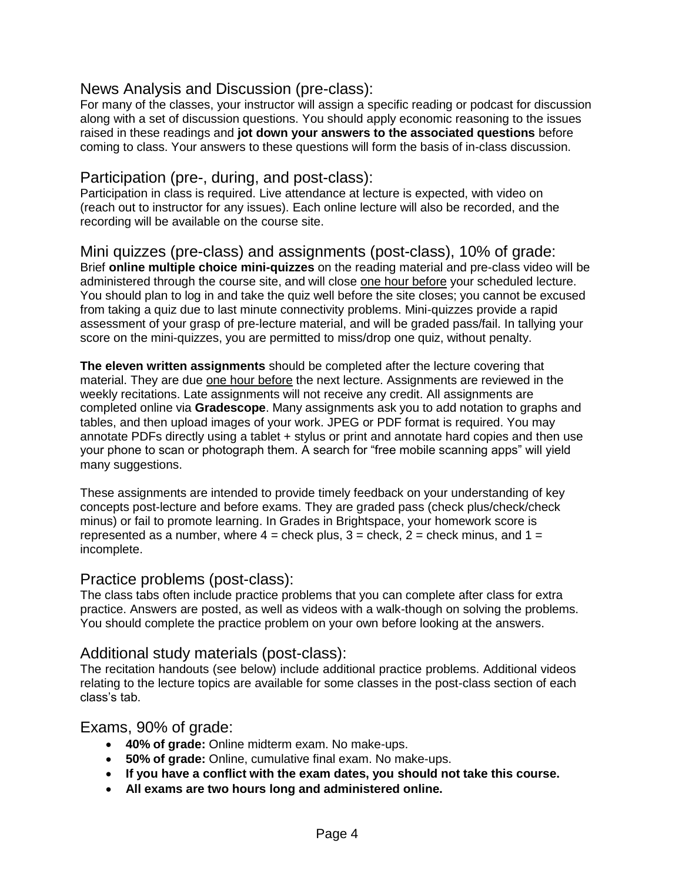## News Analysis and Discussion (pre-class):

For many of the classes, your instructor will assign a specific reading or podcast for discussion along with a set of discussion questions. You should apply economic reasoning to the issues raised in these readings and **jot down your answers to the associated questions** before coming to class. Your answers to these questions will form the basis of in-class discussion.

## Participation (pre-, during, and post-class):

Participation in class is required. Live attendance at lecture is expected, with video on (reach out to instructor for any issues). Each online lecture will also be recorded, and the recording will be available on the course site.

## Mini quizzes (pre-class) and assignments (post-class), 10% of grade:

Brief **online multiple choice mini-quizzes** on the reading material and pre-class video will be administered through the course site, and will close <u>one hour before</u> your scheduled lecture. You should plan to log in and take the quiz well before the site closes; you cannot be excused from taking a quiz due to last minute connectivity problems. Mini-quizzes provide a rapid assessment of your grasp of pre-lecture material, and will be graded pass/fail. In tallying your score on the mini-quizzes, you are permitted to miss/drop one quiz, without penalty.

**The eleven written assignments** should be completed after the lecture covering that material. They are due <u>one hour before</u> the next lecture. Assignments are reviewed in the weekly recitations. Late assignments will not receive any credit. All assignments are completed online via **Gradescope**. Many assignments ask you to add notation to graphs and tables, and then upload images of your work. JPEG or PDF format is required. You may annotate PDFs directly using a tablet + stylus or print and annotate hard copies and then use your phone to scan or photograph them. A search for "free mobile scanning apps" will yield many suggestions.

These assignments are intended to provide timely feedback on your understanding of key concepts post-lecture and before exams. They are graded pass (check plus/check/check minus) or fail to promote learning. In Grades in Brightspace, your homework score is represented as a number, where 4 = check plus, 3 = check, 2 = check minus, and 1 = incomplete.

## Practice problems (post-class):

The class tabs often include practice problems that you can complete after class for extra practice. Answers are posted, as well as videos with a walk-though on solving the problems. You should complete the practice problem on your own before looking at the answers.

## Additional study materials (post-class):

The recitation handouts (see below) include additional practice problems. Additional videos relating to the lecture topics are available for some classes in the post-class section of each class's tab.

## Exams, 90% of grade:

- **40% of grade:** Online midterm exam. No make-ups.
- **50% of grade:** Online, cumulative final exam. No make-ups.
- **If you have a conflict with the exam dates, you should not take this course.**
- **All exams are two hours long and administered online.**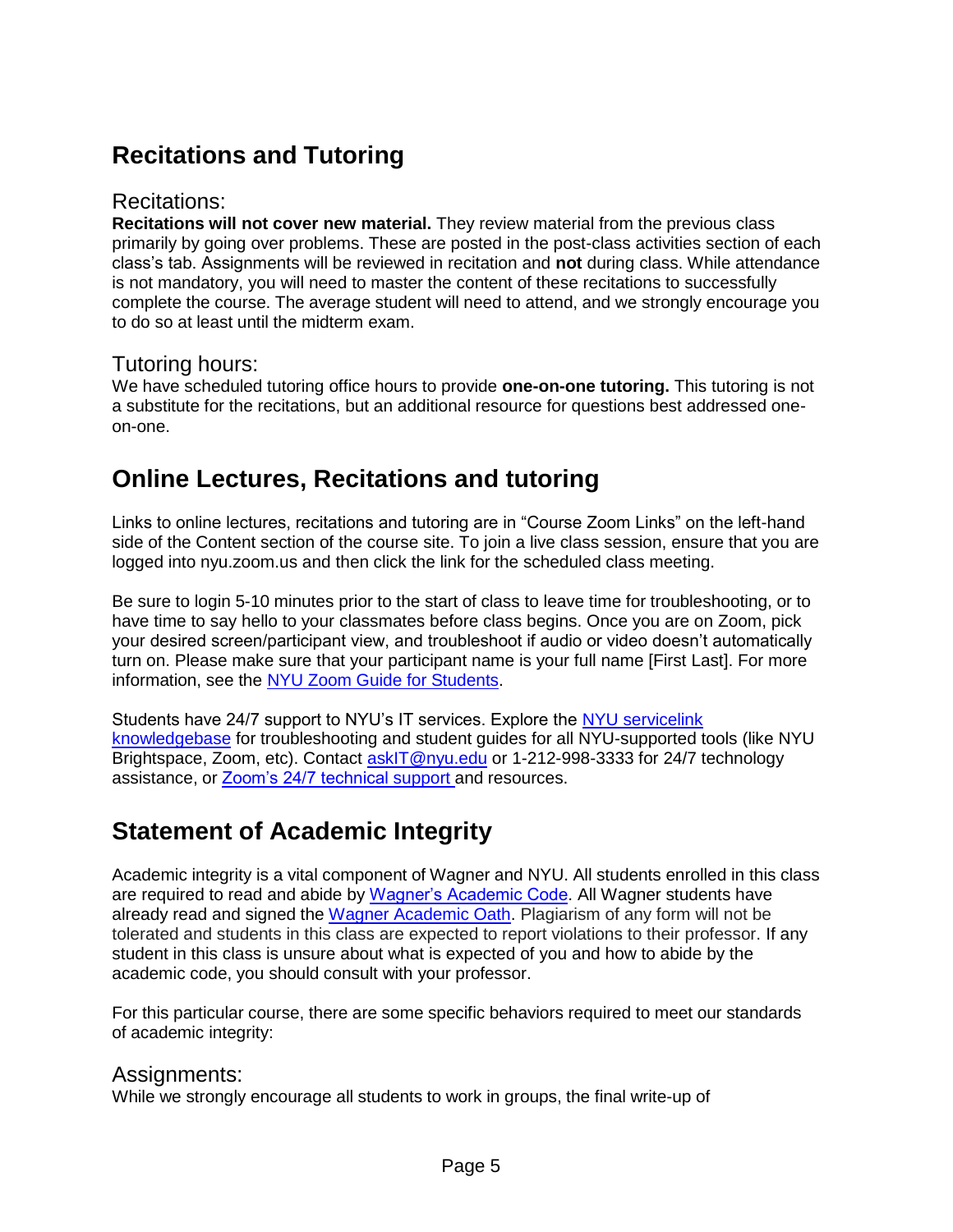## Recitations and Tutoring

### Recitations:

**Recitations will not cover new material.** They review material from the previous class primarily by going over problems. These are posted in the post-class activities section of each class's tab. Assignments will be reviewed in recitation and **not** during class. While attendance is not mandatory, you will need to master the content of these recitations to successfully complete the course. The average student will need to attend, and we strongly encourage you to do so at least until the midterm exam.

### Tutoring hours:

We have scheduled tutoring office hours to provide **one-on-one tutoring.** This tutoring is not a substitute for the recitations, but an additional resource for questions best addressed one-on-one.

## Online Lectures, Recitations and tutoring

Links to online lectures, recitations and tutoring are in "Course Zoom Links" on the left-hand side of the Content section of the course site. To join a live class session, ensure that you are logged into nyu.zoom.us and then click the link for the scheduled class meeting.

Be sure to login 5-10 minutes prior to the start of class to leave time for troubleshooting, or to have time to say hello to your classmates before class begins. Once you are on Zoom, pick your desired screen/participant view, and troubleshoot if audio or video doesn't automatically turn on. Please make sure that your participant name is your full name [First Last]. For more information, see the NYU Zoom Guide for Students.

Students have 24/7 support to NYU's IT services. Explore the NYU servicelink knowledgebase for troubleshooting and student guides for all NYU-supported tools (like NYU Brightspace, Zoom, etc). Contact askIT@nyu.edu or 1-212-998-3333 for 24/7 technology assistance, or Zoom's 24/7 technical support and resources.

## Statement of Academic Integrity

Academic integrity is a vital component of Wagner and NYU. All students enrolled in this class are required to read and abide by Wagner's Academic Code. All Wagner students have already read and signed the Wagner Academic Oath. Plagiarism of any form will not be tolerated and students in this class are expected to report violations to their professor. If any student in this class is unsure about what is expected of you and how to abide by the academic code, you should consult with your professor.

For this particular course, there are some specific behaviors required to meet our standards of academic integrity:

### Assignments:

While we strongly encourage all students to work in groups, the final write-up of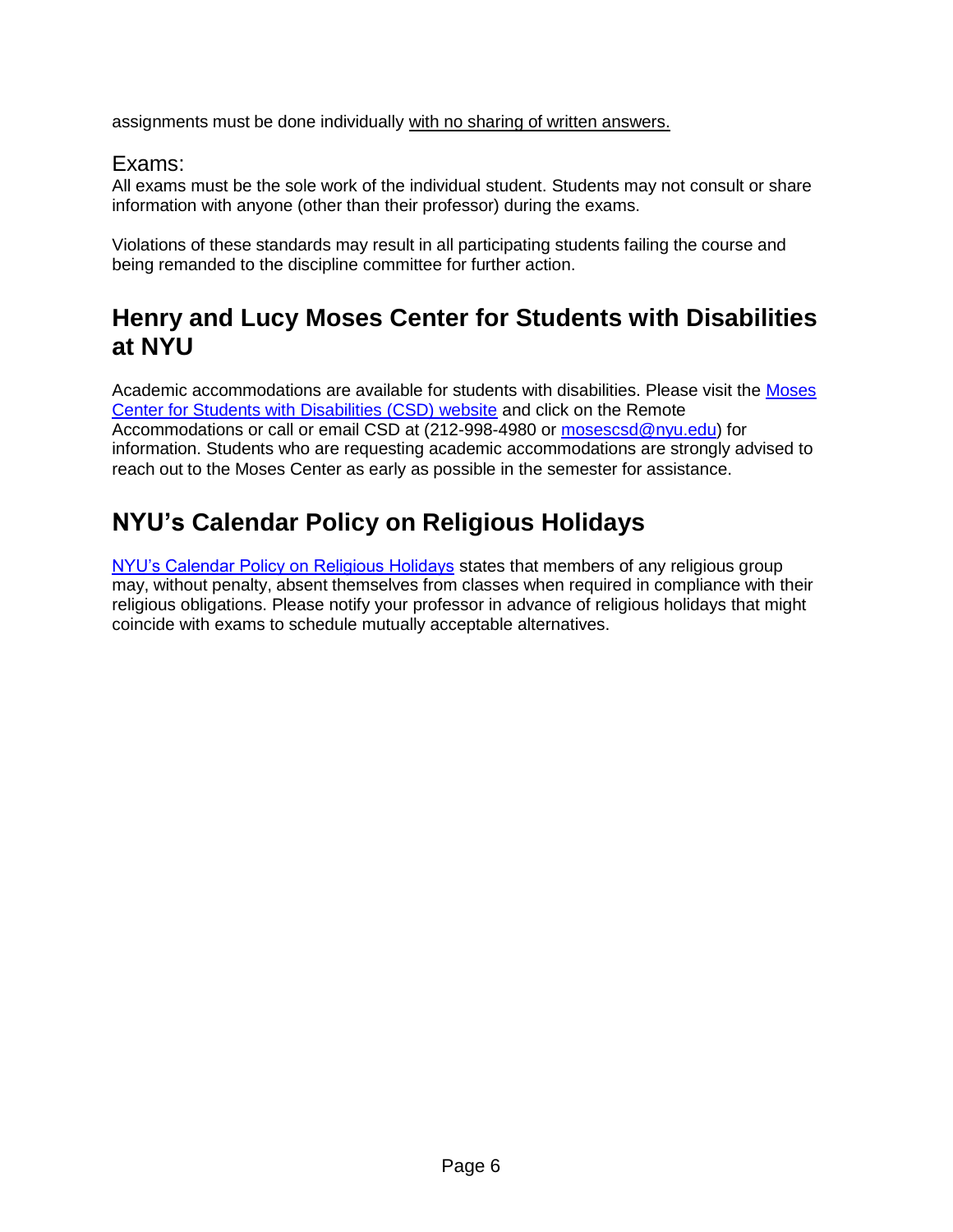assignments must be done individually <u>with no sharing of written answers.</u>

### Exams:

All exams must be the sole work of the individual student. Students may not consult or share information with anyone (other than their professor) during the exams.

Violations of these standards may result in all participating students failing the course and being remanded to the discipline committee for further action.

## Henry and Lucy Moses Center for Students with Disabilities at NYU

Academic accommodations are available for students with disabilities. Please visit the [Moses Center for Students with Disabilities (CSD) website]() and click on the Remote Accommodations or call or email CSD at (212-998-4980 or [mosescsd@nyu.edu](mailto:mosescsd@nyu.edu)) for information. Students who are requesting academic accommodations are strongly advised to reach out to the Moses Center as early as possible in the semester for assistance.

## NYU's Calendar Policy on Religious Holidays

[NYU's Calendar Policy on Religious Holidays]() states that members of any religious group may, without penalty, absent themselves from classes when required in compliance with their religious obligations. Please notify your professor in advance of religious holidays that might coincide with exams to schedule mutually acceptable alternatives.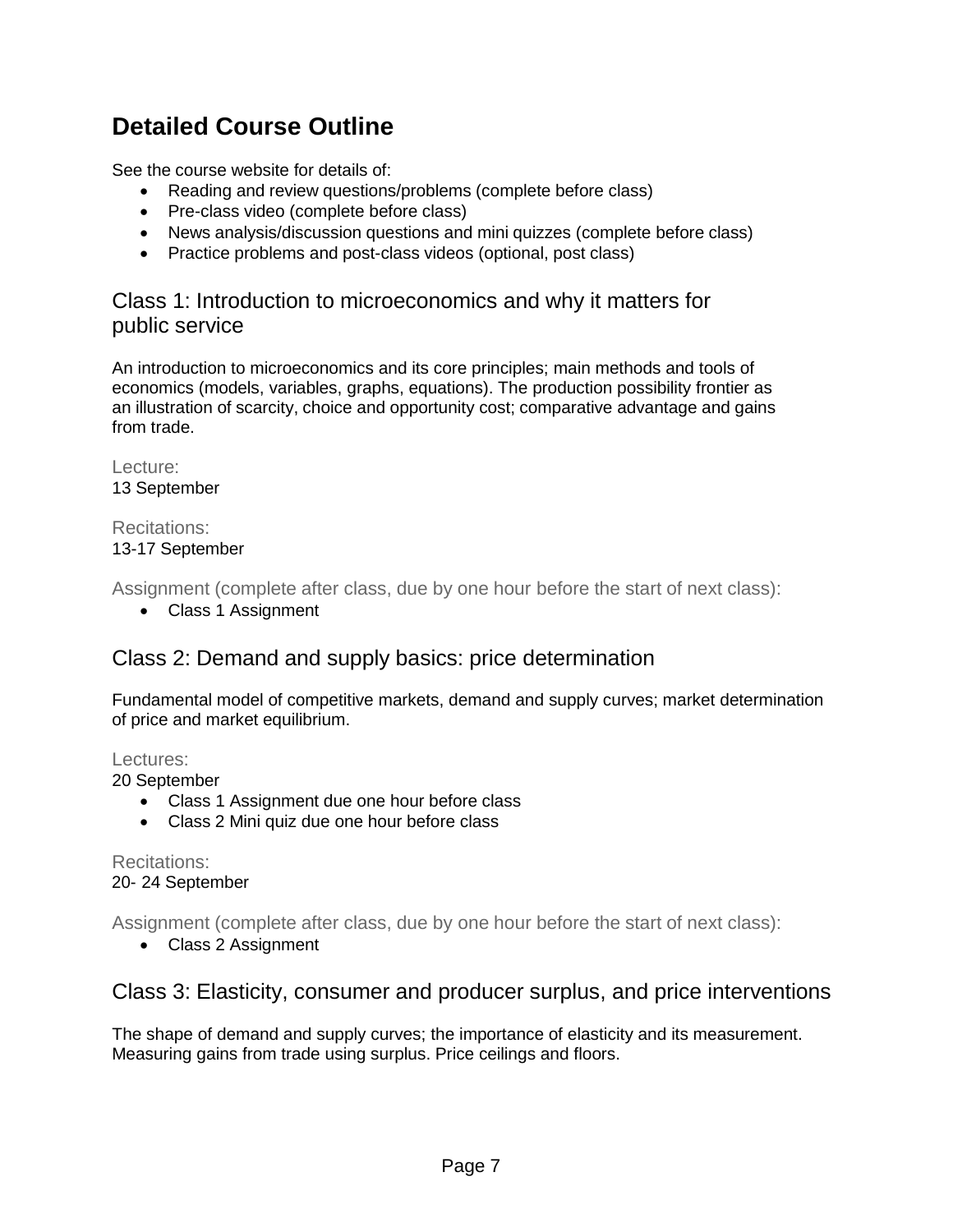# Detailed Course Outline

See the course website for details of:

- Reading and review questions/problems (complete before class)
- Pre-class video (complete before class)
- News analysis/discussion questions and mini quizzes (complete before class)
- Practice problems and post-class videos (optional, post class)

## Class 1: Introduction to microeconomics and why it matters for public service

An introduction to microeconomics and its core principles; main methods and tools of economics (models, variables, graphs, equations). The production possibility frontier as an illustration of scarcity, choice and opportunity cost; comparative advantage and gains from trade.

Lecture:
13 September

Recitations:
13-17 September

Assignment (complete after class, due by one hour before the start of next class):

- Class 1 Assignment

## Class 2: Demand and supply basics: price determination

Fundamental model of competitive markets, demand and supply curves; market determination of price and market equilibrium.

Lectures:
20 September

- Class 1 Assignment due one hour before class
- Class 2 Mini quiz due one hour before class

Recitations:
20- 24 September

Assignment (complete after class, due by one hour before the start of next class):

- Class 2 Assignment

## Class 3: Elasticity, consumer and producer surplus, and price interventions

The shape of demand and supply curves; the importance of elasticity and its measurement. Measuring gains from trade using surplus. Price ceilings and floors.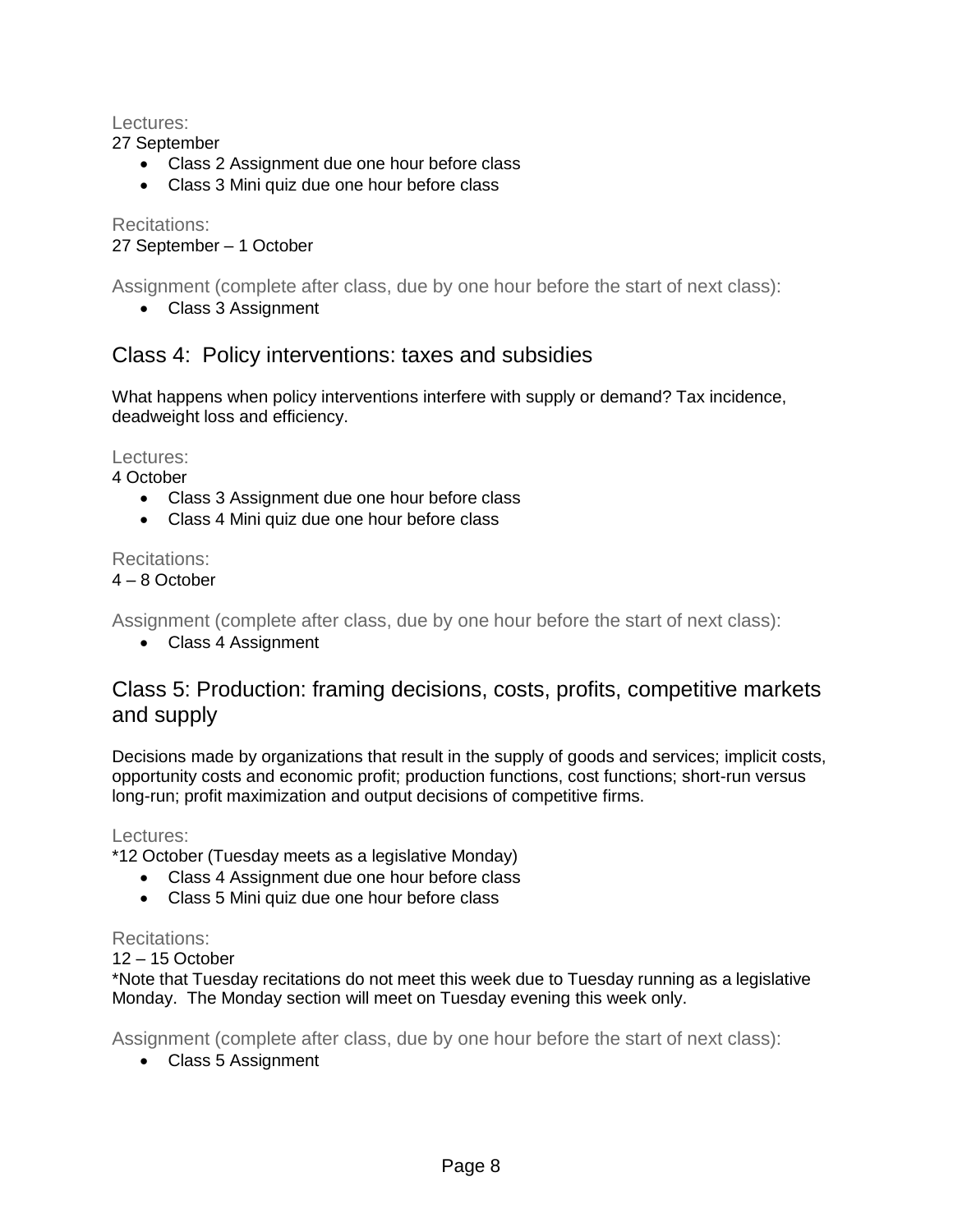Lectures:

27 September

- Class 2 Assignment due one hour before class
- Class 3 Mini quiz due one hour before class

Recitations:

27 September – 1 October

Assignment (complete after class, due by one hour before the start of next class):

- Class 3 Assignment

## Class 4: Policy interventions: taxes and subsidies

What happens when policy interventions interfere with supply or demand? Tax incidence, deadweight loss and efficiency.

Lectures:

4 October

- Class 3 Assignment due one hour before class
- Class 4 Mini quiz due one hour before class

Recitations:

4 – 8 October

Assignment (complete after class, due by one hour before the start of next class):

- Class 4 Assignment

## Class 5: Production: framing decisions, costs, profits, competitive markets and supply

Decisions made by organizations that result in the supply of goods and services; implicit costs, opportunity costs and economic profit; production functions, cost functions; short-run versus long-run; profit maximization and output decisions of competitive firms.

Lectures:

*12 October (Tuesday meets as a legislative Monday)

- Class 4 Assignment due one hour before class
- Class 5 Mini quiz due one hour before class

Recitations:

12 – 15 October

*Note that Tuesday recitations do not meet this week due to Tuesday running as a legislative Monday. The Monday section will meet on Tuesday evening this week only.

Assignment (complete after class, due by one hour before the start of next class):

- Class 5 Assignment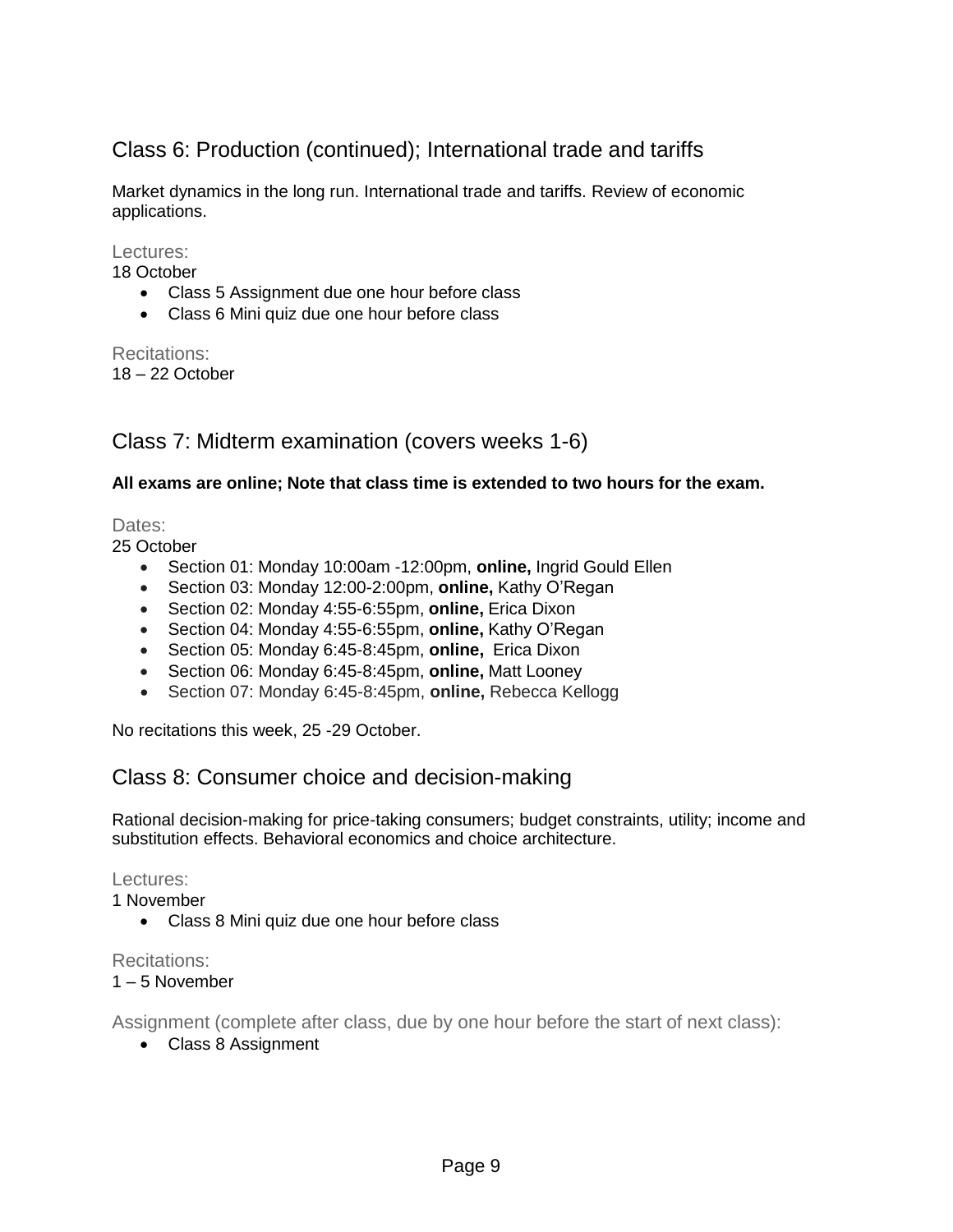## Class 6: Production (continued); International trade and tariffs

Market dynamics in the long run. International trade and tariffs. Review of economic applications.

Lectures:
18 October

- Class 5 Assignment due one hour before class
- Class 6 Mini quiz due one hour before class

Recitations:
18 – 22 October

## Class 7: Midterm examination (covers weeks 1-6)

**All exams are online; Note that class time is extended to two hours for the exam.**

Dates:
25 October

- Section 01: Monday 10:00am -12:00pm, **online,** Ingrid Gould Ellen
- Section 03: Monday 12:00-2:00pm, **online,** Kathy O'Regan
- Section 02: Monday 4:55-6:55pm, **online,** Erica Dixon
- Section 04: Monday 4:55-6:55pm, **online,** Kathy O'Regan
- Section 05: Monday 6:45-8:45pm, **online,** Erica Dixon
- Section 06: Monday 6:45-8:45pm, **online,** Matt Looney
- Section 07: Monday 6:45-8:45pm, **online,** Rebecca Kellogg

No recitations this week, 25 -29 October.

## Class 8: Consumer choice and decision-making

Rational decision-making for price-taking consumers; budget constraints, utility; income and substitution effects. Behavioral economics and choice architecture.

Lectures:
1 November

- Class 8 Mini quiz due one hour before class

Recitations:
1 – 5 November

Assignment (complete after class, due by one hour before the start of next class):

- Class 8 Assignment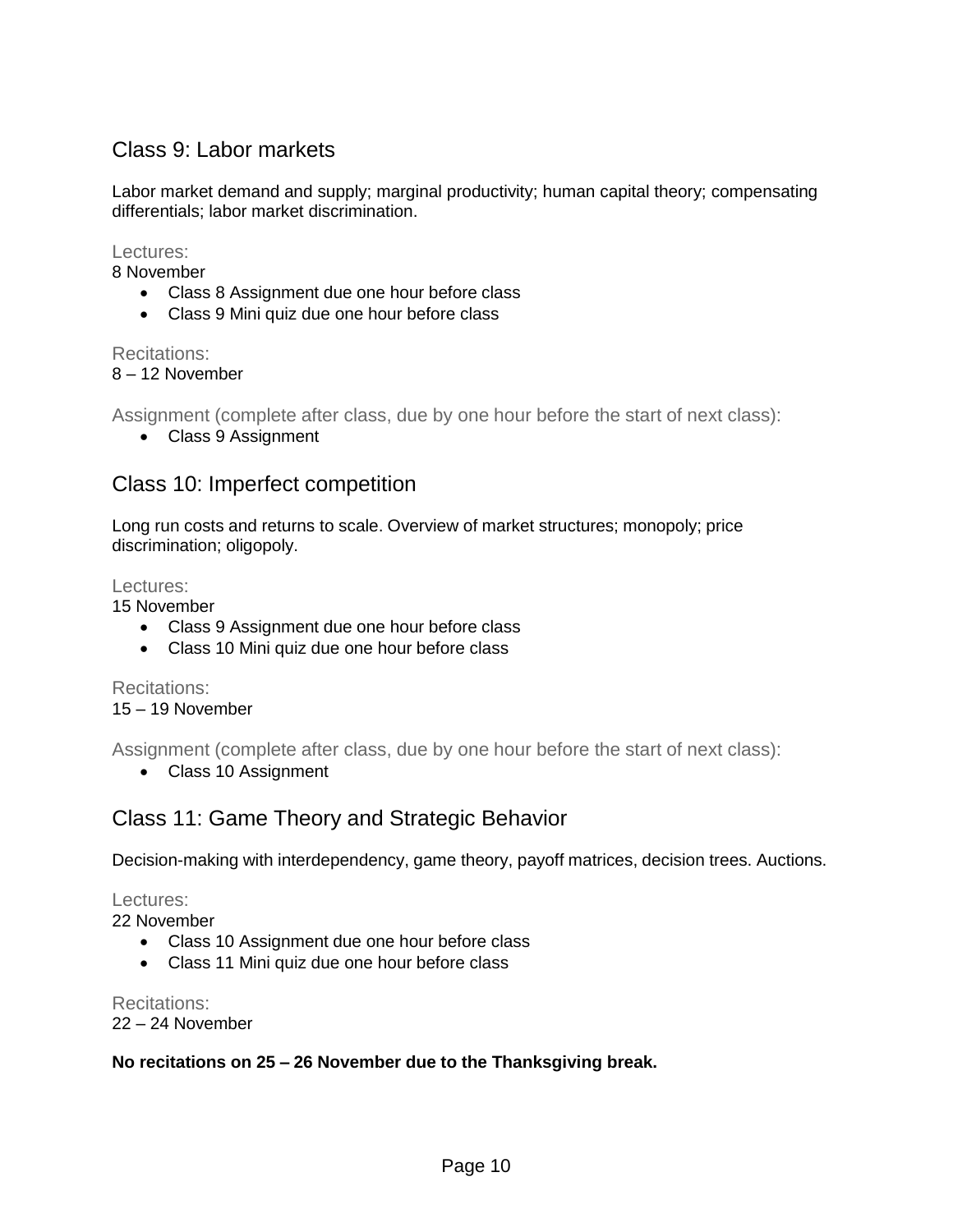## Class 9: Labor markets

Labor market demand and supply; marginal productivity; human capital theory; compensating differentials; labor market discrimination.

### Lectures:

8 November

- Class 8 Assignment due one hour before class
- Class 9 Mini quiz due one hour before class

### Recitations:

8 – 12 November

### Assignment (complete after class, due by one hour before the start of next class):

- Class 9 Assignment

## Class 10: Imperfect competition

Long run costs and returns to scale. Overview of market structures; monopoly; price discrimination; oligopoly.

### Lectures:

15 November

- Class 9 Assignment due one hour before class
- Class 10 Mini quiz due one hour before class

### Recitations:

15 – 19 November

### Assignment (complete after class, due by one hour before the start of next class):

- Class 10 Assignment

## Class 11: Game Theory and Strategic Behavior

Decision-making with interdependency, game theory, payoff matrices, decision trees. Auctions.

### Lectures:

22 November

- Class 10 Assignment due one hour before class
- Class 11 Mini quiz due one hour before class

### Recitations:

22 – 24 November

**No recitations on 25 – 26 November due to the Thanksgiving break.**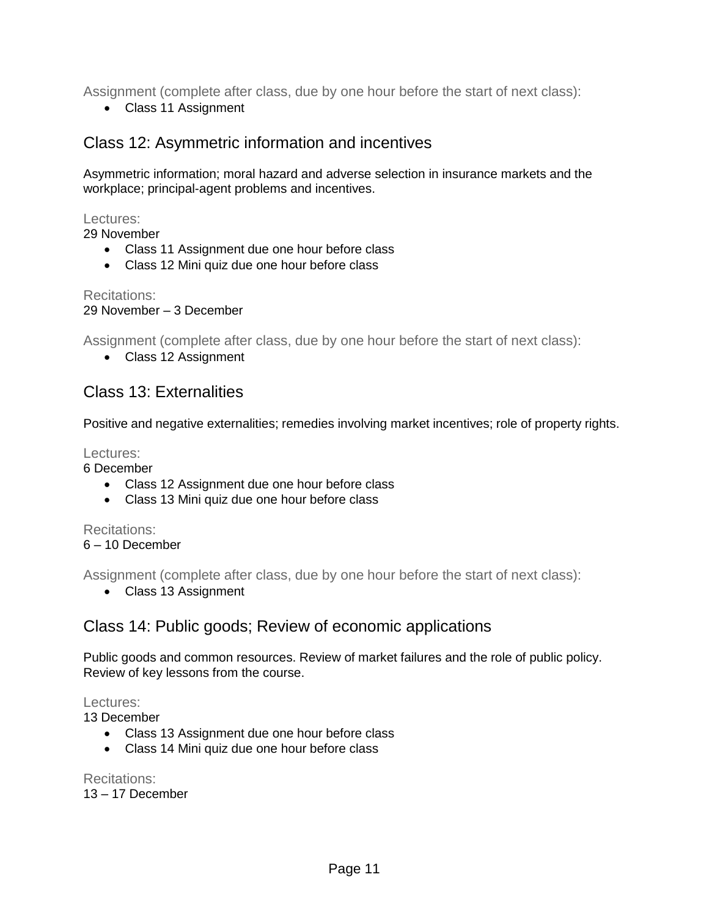Assignment (complete after class, due by one hour before the start of next class):

- Class 11 Assignment

## Class 12: Asymmetric information and incentives

Asymmetric information; moral hazard and adverse selection in insurance markets and the workplace; principal-agent problems and incentives.

Lectures:

29 November

- Class 11 Assignment due one hour before class
- Class 12 Mini quiz due one hour before class

Recitations:

29 November – 3 December

Assignment (complete after class, due by one hour before the start of next class):

- Class 12 Assignment

## Class 13: Externalities

Positive and negative externalities; remedies involving market incentives; role of property rights.

Lectures:

6 December

- Class 12 Assignment due one hour before class
- Class 13 Mini quiz due one hour before class

Recitations:

6 – 10 December

Assignment (complete after class, due by one hour before the start of next class):

- Class 13 Assignment

## Class 14: Public goods; Review of economic applications

Public goods and common resources. Review of market failures and the role of public policy. Review of key lessons from the course.

Lectures:

13 December

- Class 13 Assignment due one hour before class
- Class 14 Mini quiz due one hour before class

Recitations:

13 – 17 December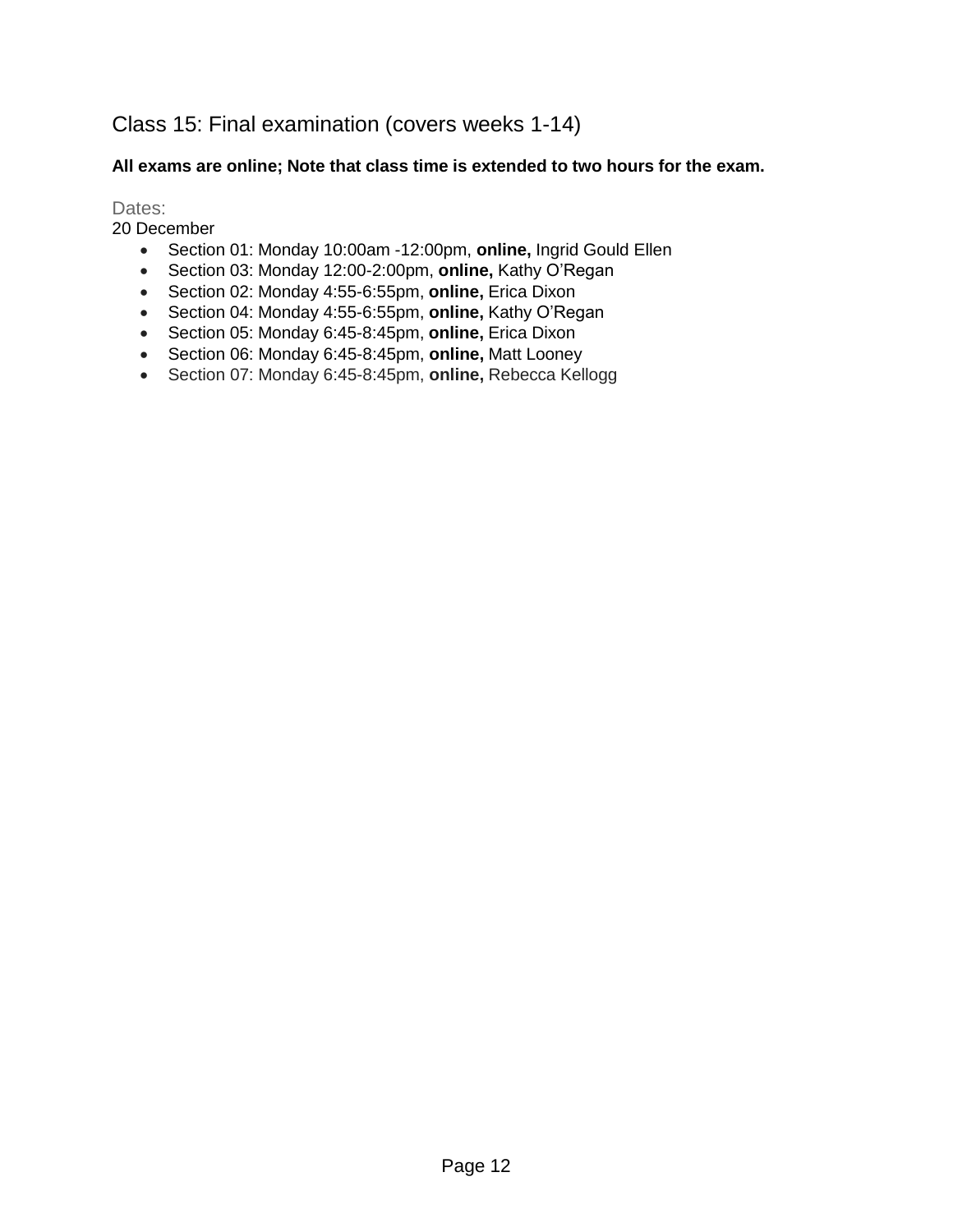## Class 15: Final examination (covers weeks 1-14)

**All exams are online; Note that class time is extended to two hours for the exam.**

Dates:
20 December

- Section 01: Monday 10:00am -12:00pm, **online,** Ingrid Gould Ellen
- Section 03: Monday 12:00-2:00pm, **online,** Kathy O'Regan
- Section 02: Monday 4:55-6:55pm, **online,** Erica Dixon
- Section 04: Monday 4:55-6:55pm, **online,** Kathy O'Regan
- Section 05: Monday 6:45-8:45pm, **online,** Erica Dixon
- Section 06: Monday 6:45-8:45pm, **online,** Matt Looney
- Section 07: Monday 6:45-8:45pm, **online,** Rebecca Kellogg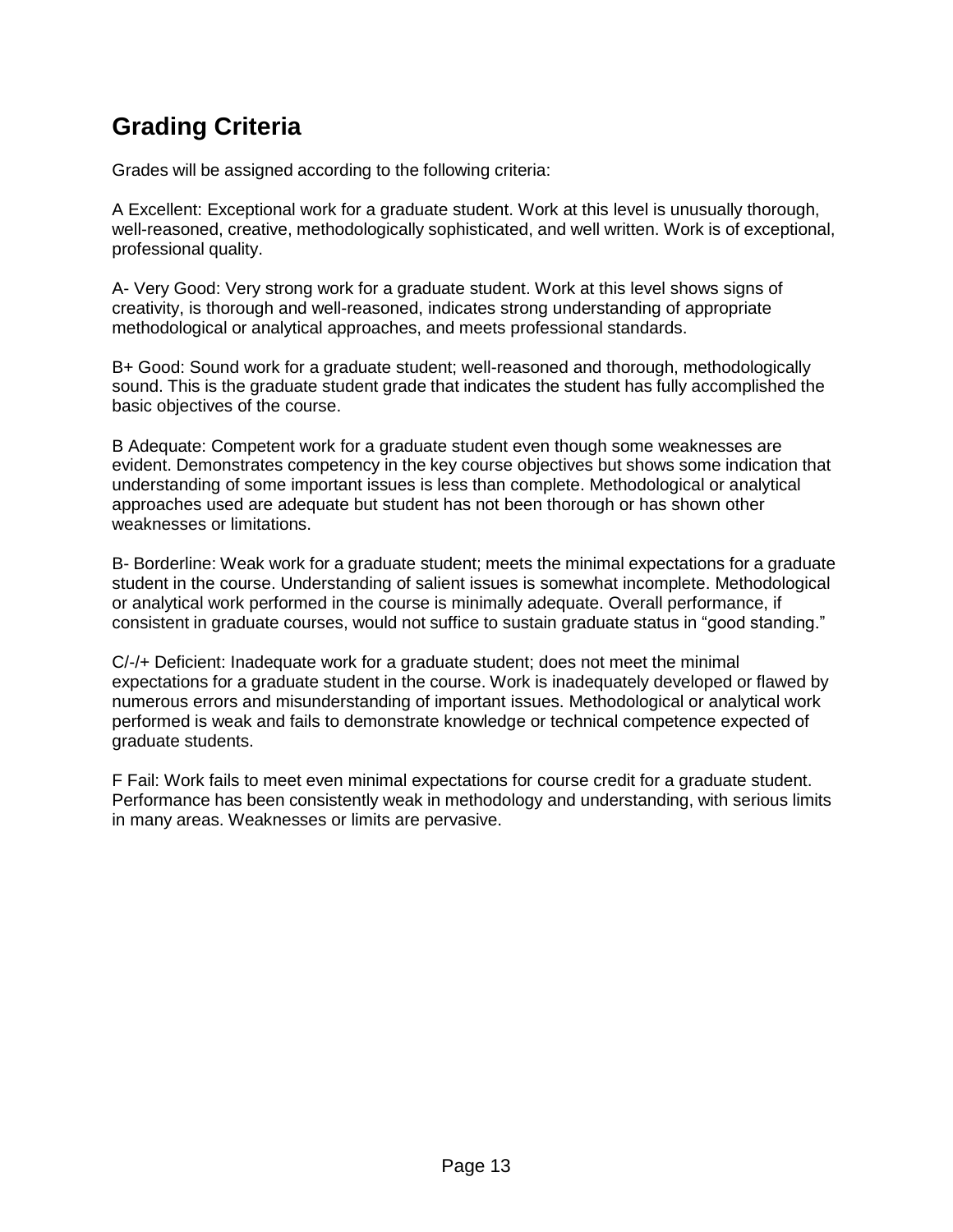## Grading Criteria

Grades will be assigned according to the following criteria:

A Excellent: Exceptional work for a graduate student. Work at this level is unusually thorough, well-reasoned, creative, methodologically sophisticated, and well written. Work is of exceptional, professional quality.

A- Very Good: Very strong work for a graduate student. Work at this level shows signs of creativity, is thorough and well-reasoned, indicates strong understanding of appropriate methodological or analytical approaches, and meets professional standards.

B+ Good: Sound work for a graduate student; well-reasoned and thorough, methodologically sound. This is the graduate student grade that indicates the student has fully accomplished the basic objectives of the course.

B Adequate: Competent work for a graduate student even though some weaknesses are evident. Demonstrates competency in the key course objectives but shows some indication that understanding of some important issues is less than complete. Methodological or analytical approaches used are adequate but student has not been thorough or has shown other weaknesses or limitations.

B- Borderline: Weak work for a graduate student; meets the minimal expectations for a graduate student in the course. Understanding of salient issues is somewhat incomplete. Methodological or analytical work performed in the course is minimally adequate. Overall performance, if consistent in graduate courses, would not suffice to sustain graduate status in "good standing."

C/-/+ Deficient: Inadequate work for a graduate student; does not meet the minimal expectations for a graduate student in the course. Work is inadequately developed or flawed by numerous errors and misunderstanding of important issues. Methodological or analytical work performed is weak and fails to demonstrate knowledge or technical competence expected of graduate students.

F Fail: Work fails to meet even minimal expectations for course credit for a graduate student. Performance has been consistently weak in methodology and understanding, with serious limits in many areas. Weaknesses or limits are pervasive.